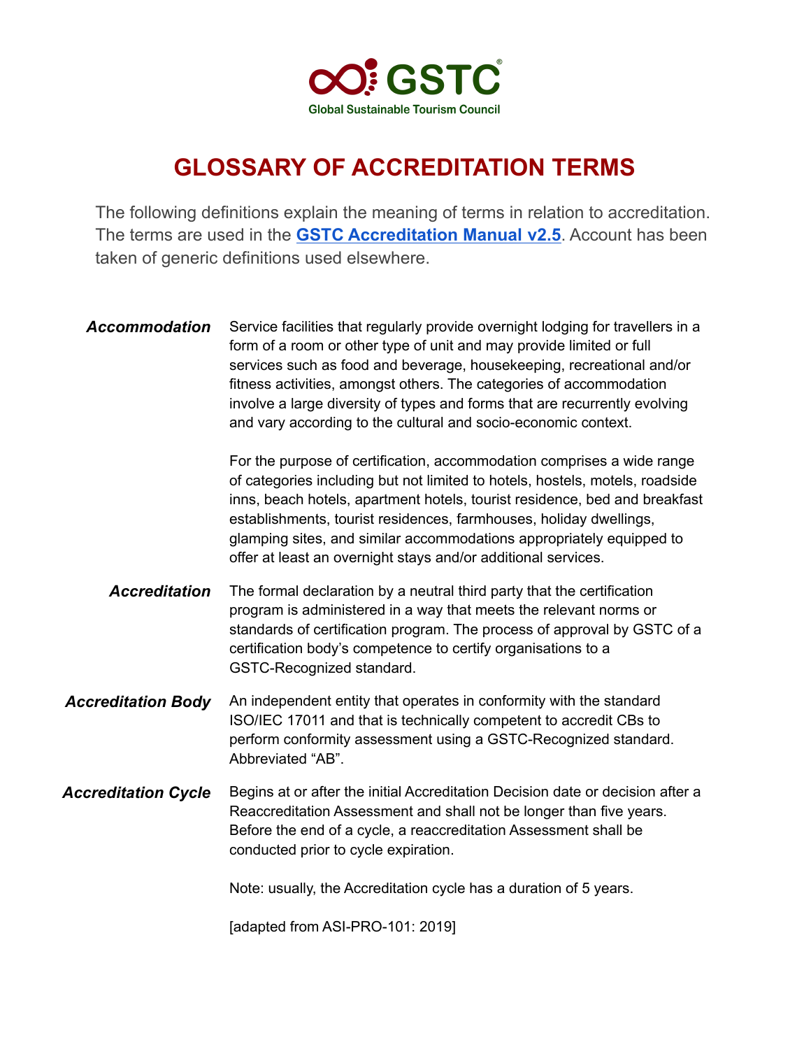GSTC

Global Sustainable Tourism Council

# GLOSSARY OF ACCREDITATION TERMS

The following definitions explain the meaning of terms in relation to accreditation. The terms are used in the **GSTC Accreditation Manual v2.5**. Account has been taken of generic definitions used elsewhere.

***Accommodation***

Service facilities that regularly provide overnight lodging for travellers in a form of a room or other type of unit and may provide limited or full services such as food and beverage, housekeeping, recreational and/or fitness activities, amongst others. The categories of accommodation involve a large diversity of types and forms that are recurrently evolving and vary according to the cultural and socio-economic context.

For the purpose of certification, accommodation comprises a wide range of categories including but not limited to hotels, hostels, motels, roadside inns, beach hotels, apartment hotels, tourist residence, bed and breakfast establishments, tourist residences, farmhouses, holiday dwellings, glamping sites, and similar accommodations appropriately equipped to offer at least an overnight stays and/or additional services.

***Accreditation***

The formal declaration by a neutral third party that the certification program is administered in a way that meets the relevant norms or standards of certification program. The process of approval by GSTC of a certification body's competence to certify organisations to a GSTC-Recognized standard.

***Accreditation Body***

An independent entity that operates in conformity with the standard ISO/IEC 17011 and that is technically competent to accredit CBs to perform conformity assessment using a GSTC-Recognized standard. Abbreviated "AB".

***Accreditation Cycle***

Begins at or after the initial Accreditation Decision date or decision after a Reaccreditation Assessment and shall not be longer than five years. Before the end of a cycle, a reaccreditation Assessment shall be conducted prior to cycle expiration.

Note: usually, the Accreditation cycle has a duration of 5 years.

[adapted from ASI-PRO-101: 2019]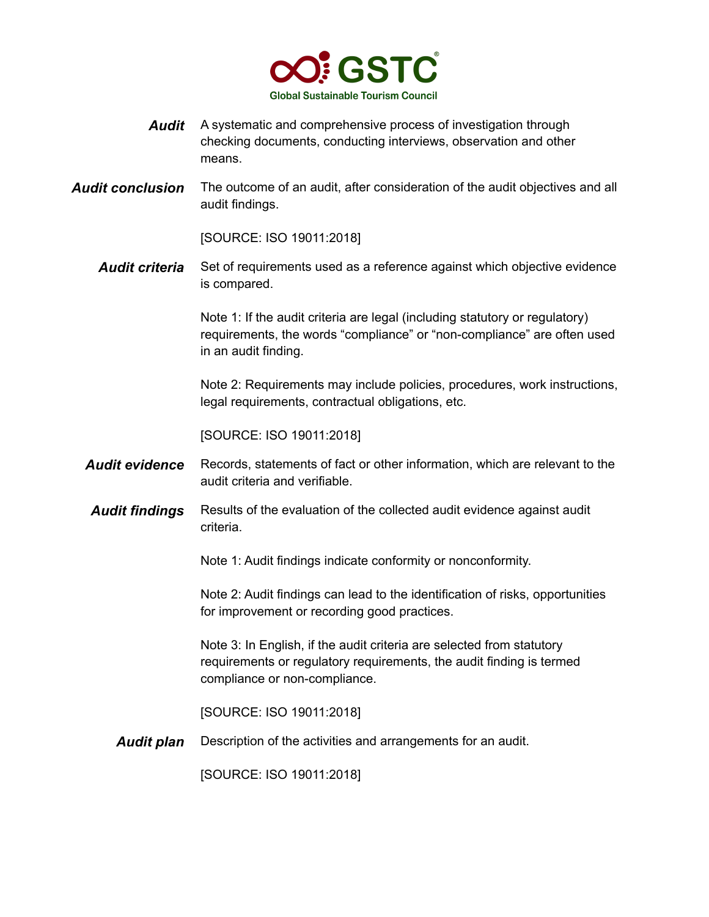***Audit*** A systematic and comprehensive process of investigation through checking documents, conducting interviews, observation and other means.

***Audit conclusion*** The outcome of an audit, after consideration of the audit objectives and all audit findings.

[SOURCE: ISO 19011:2018]

***Audit criteria*** Set of requirements used as a reference against which objective evidence is compared.

Note 1: If the audit criteria are legal (including statutory or regulatory) requirements, the words “compliance” or “non-compliance” are often used in an audit finding.

Note 2: Requirements may include policies, procedures, work instructions, legal requirements, contractual obligations, etc.

[SOURCE: ISO 19011:2018]

***Audit evidence*** Records, statements of fact or other information, which are relevant to the audit criteria and verifiable.

***Audit findings*** Results of the evaluation of the collected audit evidence against audit criteria.

Note 1: Audit findings indicate conformity or nonconformity.

Note 2: Audit findings can lead to the identification of risks, opportunities for improvement or recording good practices.

Note 3: In English, if the audit criteria are selected from statutory requirements or regulatory requirements, the audit finding is termed compliance or non-compliance.

[SOURCE: ISO 19011:2018]

***Audit plan*** Description of the activities and arrangements for an audit.

[SOURCE: ISO 19011:2018]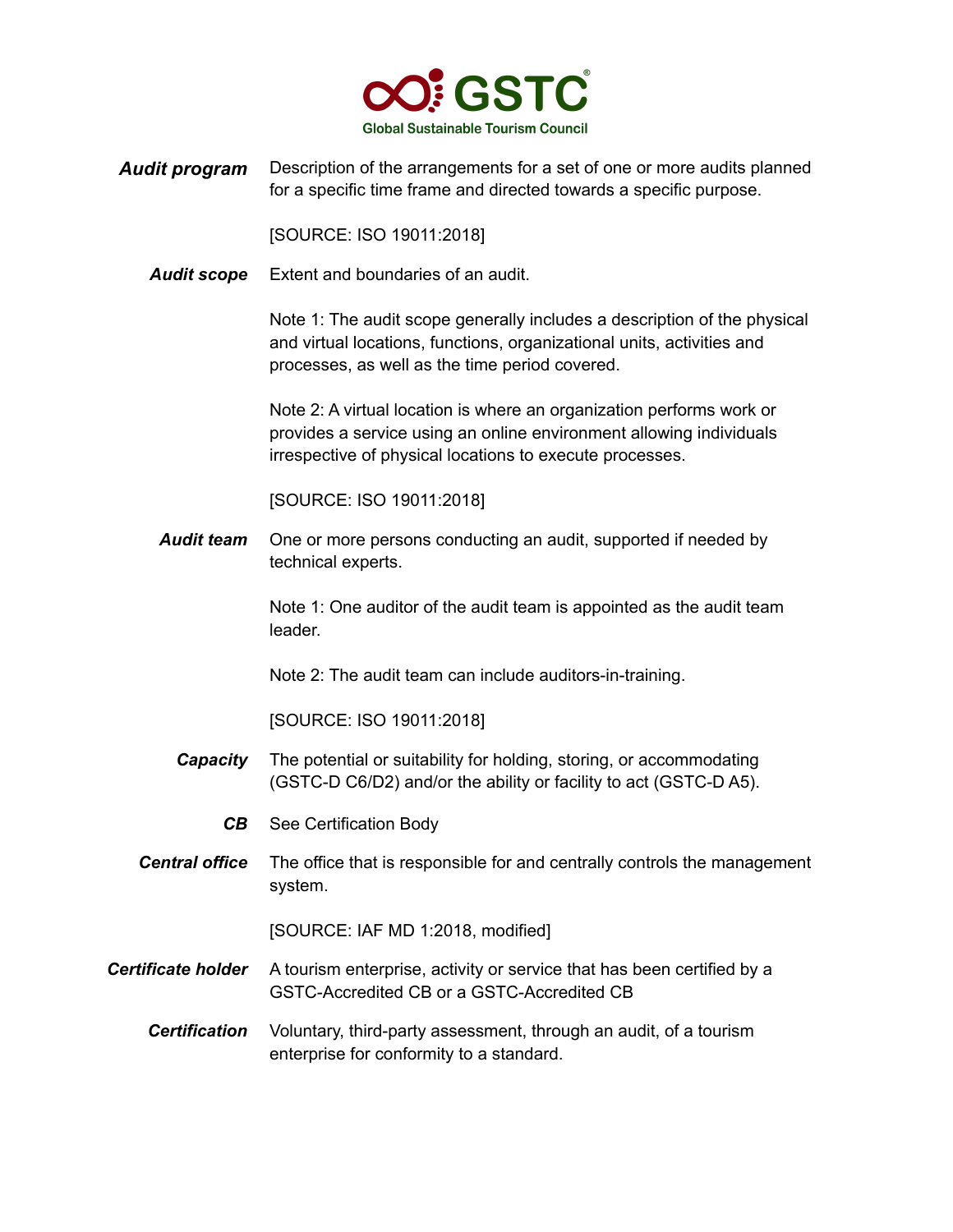***Audit program*** Description of the arrangements for a set of one or more audits planned for a specific time frame and directed towards a specific purpose.

[SOURCE: ISO 19011:2018]

***Audit scope*** Extent and boundaries of an audit.

Note 1: The audit scope generally includes a description of the physical and virtual locations, functions, organizational units, activities and processes, as well as the time period covered.

Note 2: A virtual location is where an organization performs work or provides a service using an online environment allowing individuals irrespective of physical locations to execute processes.

[SOURCE: ISO 19011:2018]

***Audit team*** One or more persons conducting an audit, supported if needed by technical experts.

Note 1: One auditor of the audit team is appointed as the audit team leader.

Note 2: The audit team can include auditors-in-training.

[SOURCE: ISO 19011:2018]

***Capacity*** The potential or suitability for holding, storing, or accommodating (GSTC-D C6/D2) and/or the ability or facility to act (GSTC-D A5).

***CB*** See Certification Body

***Central office*** The office that is responsible for and centrally controls the management system.

[SOURCE: IAF MD 1:2018, modified]

***Certificate holder*** A tourism enterprise, activity or service that has been certified by a GSTC-Accredited CB or a GSTC-Accredited CB

***Certification*** Voluntary, third-party assessment, through an audit, of a tourism enterprise for conformity to a standard.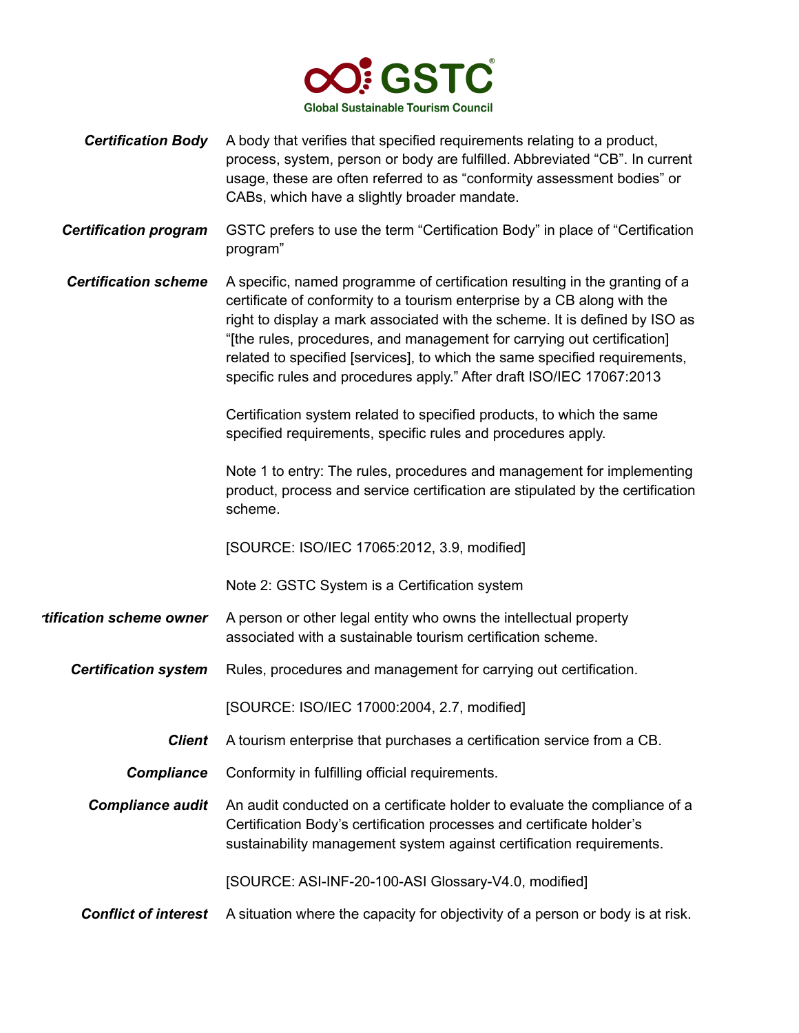**Certification Body** A body that verifies that specified requirements relating to a product, process, system, person or body are fulfilled. Abbreviated "CB". In current usage, these are often referred to as "conformity assessment bodies" or CABs, which have a slightly broader mandate.

**Certification program** GSTC prefers to use the term "Certification Body" in place of "Certification program"

**Certification scheme** A specific, named programme of certification resulting in the granting of a certificate of conformity to a tourism enterprise by a CB along with the right to display a mark associated with the scheme. It is defined by ISO as "[the rules, procedures, and management for carrying out certification] related to specified [services], to which the same specified requirements, specific rules and procedures apply." After draft ISO/IEC 17067:2013

Certification system related to specified products, to which the same specified requirements, specific rules and procedures apply.

Note 1 to entry: The rules, procedures and management for implementing product, process and service certification are stipulated by the certification scheme.

[SOURCE: ISO/IEC 17065:2012, 3.9, modified]

Note 2: GSTC System is a Certification system

**Certification scheme owner** A person or other legal entity who owns the intellectual property associated with a sustainable tourism certification scheme.

**Certification system** Rules, procedures and management for carrying out certification.

[SOURCE: ISO/IEC 17000:2004, 2.7, modified]

**Client** A tourism enterprise that purchases a certification service from a CB.

**Compliance** Conformity in fulfilling official requirements.

**Compliance audit** An audit conducted on a certificate holder to evaluate the compliance of a Certification Body's certification processes and certificate holder's sustainability management system against certification requirements.

[SOURCE: ASI-INF-20-100-ASI Glossary-V4.0, modified]

**Conflict of interest** A situation where the capacity for objectivity of a person or body is at risk.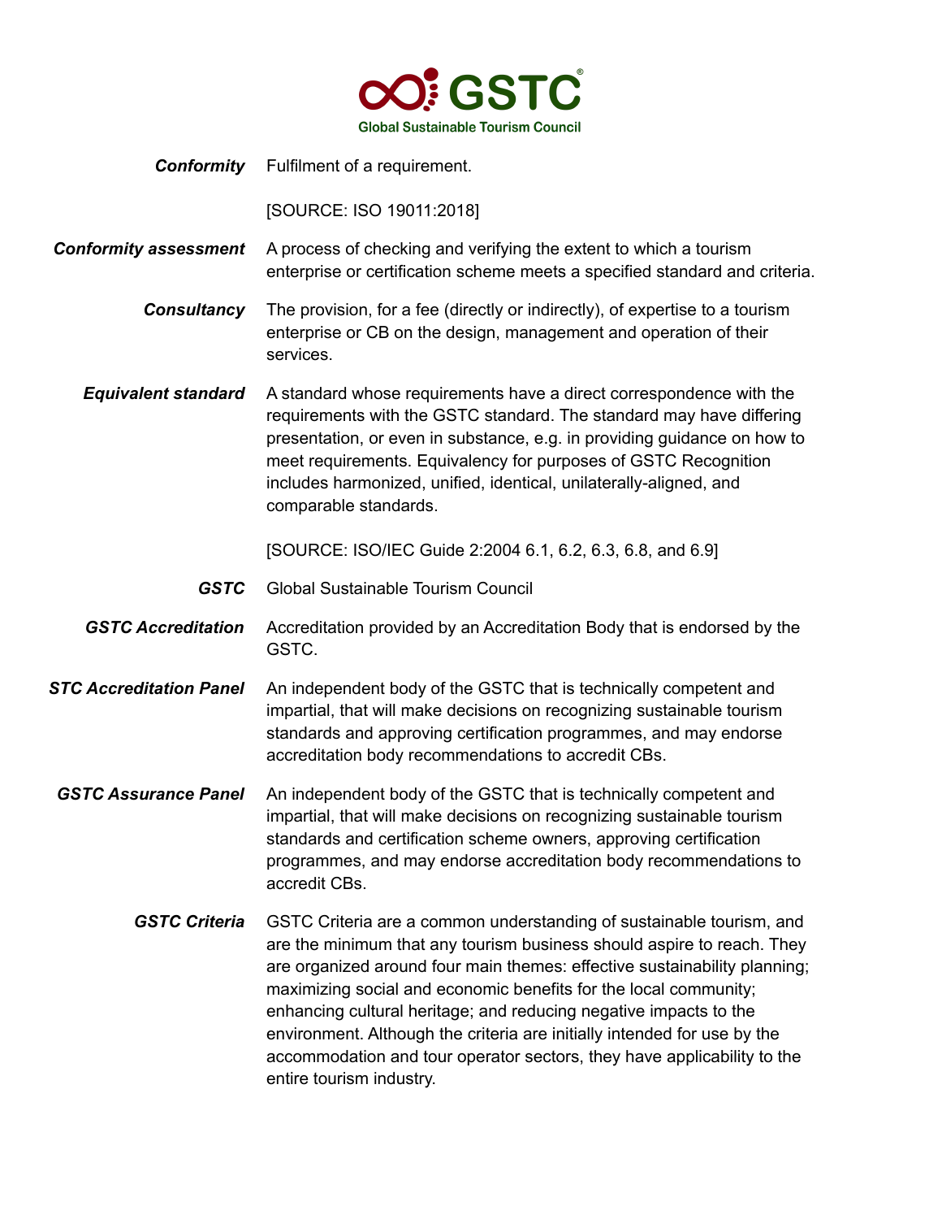**Conformity** Fulfilment of a requirement.

[SOURCE: ISO 19011:2018]

**Conformity assessment** A process of checking and verifying the extent to which a tourism enterprise or certification scheme meets a specified standard and criteria.

**Consultancy** The provision, for a fee (directly or indirectly), of expertise to a tourism enterprise or CB on the design, management and operation of their services.

**Equivalent standard** A standard whose requirements have a direct correspondence with the requirements with the GSTC standard. The standard may have differing presentation, or even in substance, e.g. in providing guidance on how to meet requirements. Equivalency for purposes of GSTC Recognition includes harmonized, unified, identical, unilaterally-aligned, and comparable standards.

[SOURCE: ISO/IEC Guide 2:2004 6.1, 6.2, 6.3, 6.8, and 6.9]

**GSTC** Global Sustainable Tourism Council

**GSTC Accreditation** Accreditation provided by an Accreditation Body that is endorsed by the GSTC.

**STC Accreditation Panel** An independent body of the GSTC that is technically competent and impartial, that will make decisions on recognizing sustainable tourism standards and approving certification programmes, and may endorse accreditation body recommendations to accredit CBs.

**GSTC Assurance Panel** An independent body of the GSTC that is technically competent and impartial, that will make decisions on recognizing sustainable tourism standards and certification scheme owners, approving certification programmes, and may endorse accreditation body recommendations to accredit CBs.

**GSTC Criteria** GSTC Criteria are a common understanding of sustainable tourism, and are the minimum that any tourism business should aspire to reach. They are organized around four main themes: effective sustainability planning; maximizing social and economic benefits for the local community; enhancing cultural heritage; and reducing negative impacts to the environment. Although the criteria are initially intended for use by the accommodation and tour operator sectors, they have applicability to the entire tourism industry.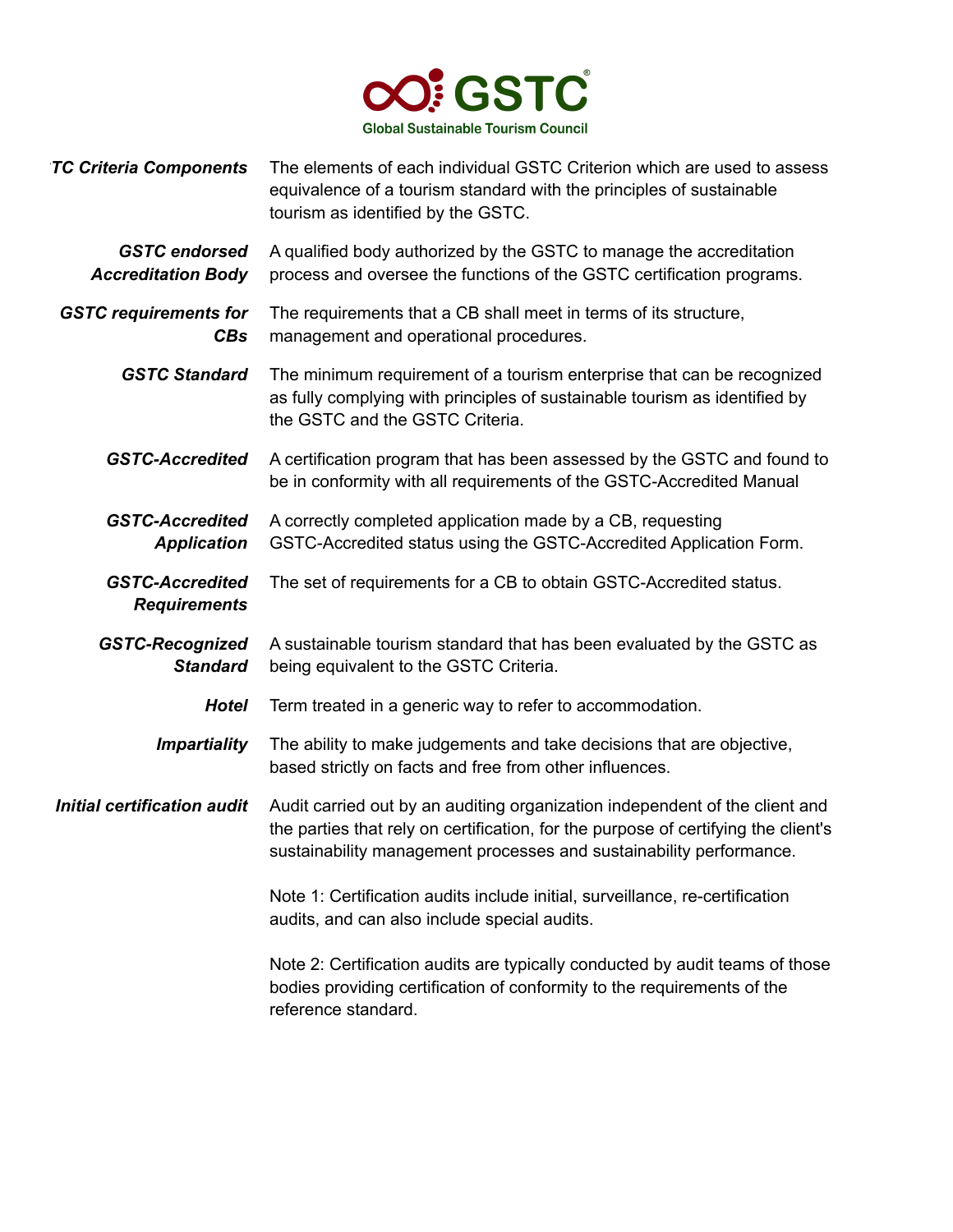| | |
|---|---|
| ***TC Criteria Components*** | The elements of each individual GSTC Criterion which are used to assess equivalence of a tourism standard with the principles of sustainable tourism as identified by the GSTC. |
| ***GSTC endorsed Accreditation Body*** | A qualified body authorized by the GSTC to manage the accreditation process and oversee the functions of the GSTC certification programs. |
| ***GSTC requirements for CBs*** | The requirements that a CB shall meet in terms of its structure, management and operational procedures. |
| ***GSTC Standard*** | The minimum requirement of a tourism enterprise that can be recognized as fully complying with principles of sustainable tourism as identified by the GSTC and the GSTC Criteria. |
| ***GSTC-Accredited*** | A certification program that has been assessed by the GSTC and found to be in conformity with all requirements of the GSTC-Accredited Manual |
| ***GSTC-Accredited Application*** | A correctly completed application made by a CB, requesting GSTC-Accredited status using the GSTC-Accredited Application Form. |
| ***GSTC-Accredited Requirements*** | The set of requirements for a CB to obtain GSTC-Accredited status. |
| ***GSTC-Recognized Standard*** | A sustainable tourism standard that has been evaluated by the GSTC as being equivalent to the GSTC Criteria. |
| ***Hotel*** | Term treated in a generic way to refer to accommodation. |
| ***Impartiality*** | The ability to make judgements and take decisions that are objective, based strictly on facts and free from other influences. |
| ***Initial certification audit*** | Audit carried out by an auditing organization independent of the client and the parties that rely on certification, for the purpose of certifying the client's sustainability management processes and sustainability performance.<br><br>Note 1: Certification audits include initial, surveillance, re-certification audits, and can also include special audits.<br><br>Note 2: Certification audits are typically conducted by audit teams of those bodies providing certification of conformity to the requirements of the reference standard. |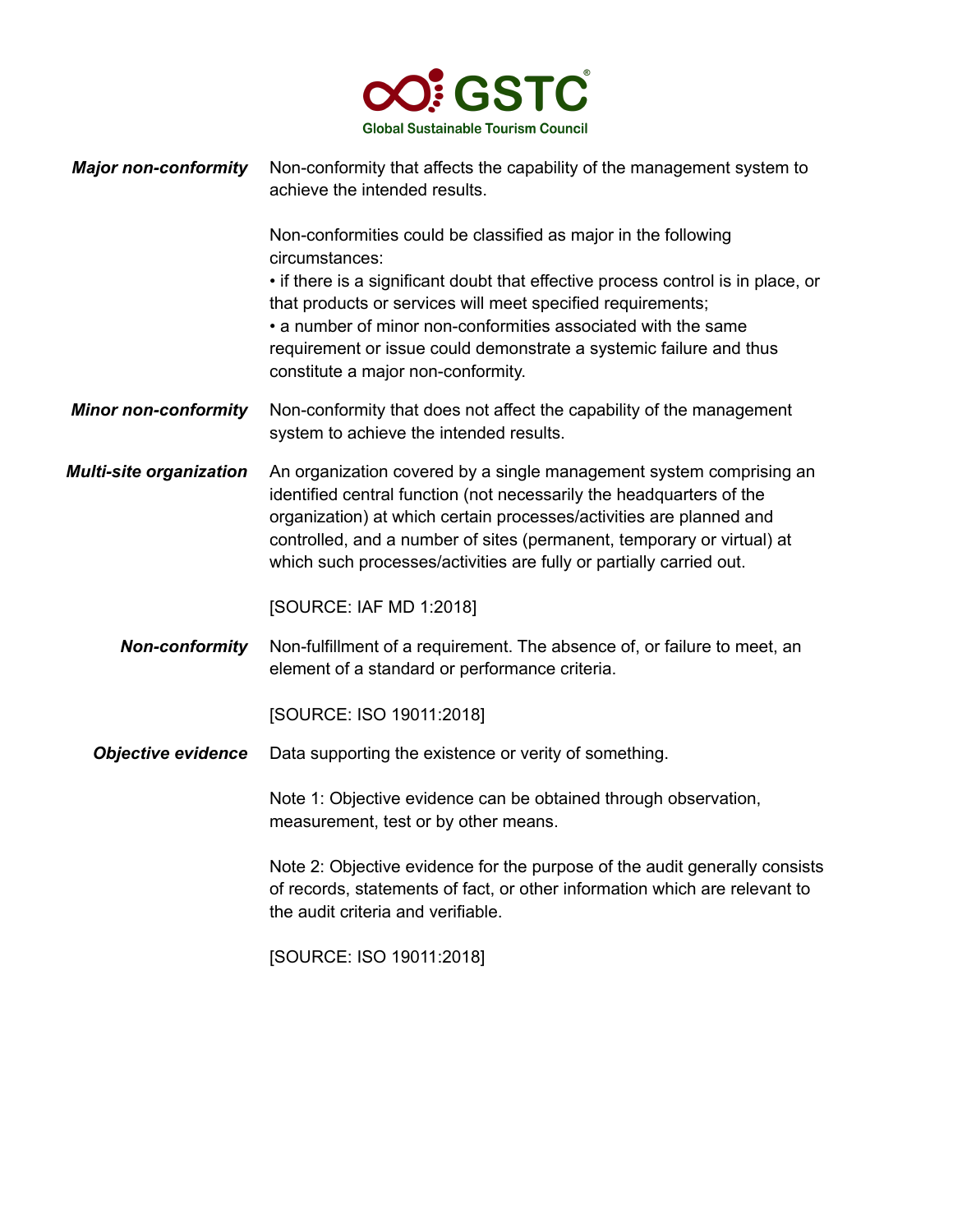***Major non-conformity*** Non-conformity that affects the capability of the management system to achieve the intended results.

Non-conformities could be classified as major in the following circumstances:
- if there is a significant doubt that effective process control is in place, or that products or services will meet specified requirements;
- a number of minor non-conformities associated with the same requirement or issue could demonstrate a systemic failure and thus constitute a major non-conformity.

***Minor non-conformity*** Non-conformity that does not affect the capability of the management system to achieve the intended results.

***Multi-site organization*** An organization covered by a single management system comprising an identified central function (not necessarily the headquarters of the organization) at which certain processes/activities are planned and controlled, and a number of sites (permanent, temporary or virtual) at which such processes/activities are fully or partially carried out.

[SOURCE: IAF MD 1:2018]

***Non-conformity*** Non-fulfillment of a requirement. The absence of, or failure to meet, an element of a standard or performance criteria.

[SOURCE: ISO 19011:2018]

***Objective evidence*** Data supporting the existence or verity of something.

Note 1: Objective evidence can be obtained through observation, measurement, test or by other means.

Note 2: Objective evidence for the purpose of the audit generally consists of records, statements of fact, or other information which are relevant to the audit criteria and verifiable.

[SOURCE: ISO 19011:2018]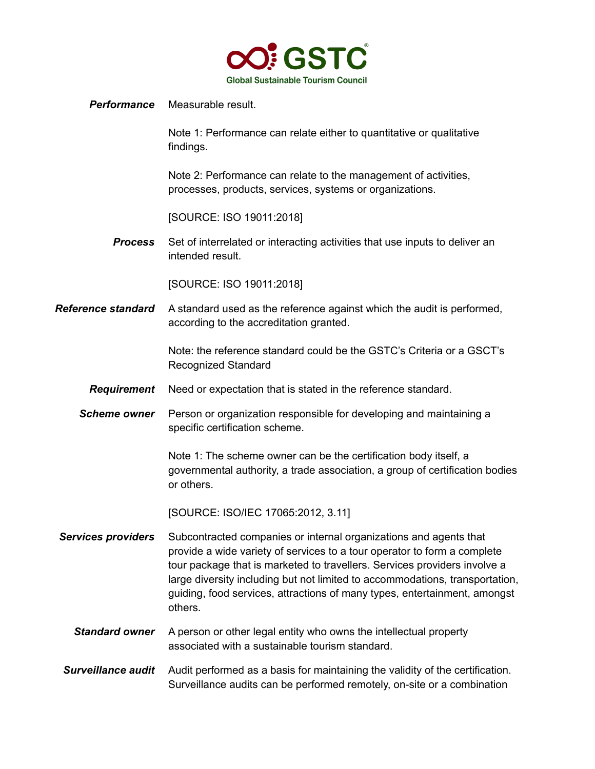***Performance*** Measurable result.

Note 1: Performance can relate either to quantitative or qualitative findings.

Note 2: Performance can relate to the management of activities, processes, products, services, systems or organizations.

[SOURCE: ISO 19011:2018]

***Process*** Set of interrelated or interacting activities that use inputs to deliver an intended result.

[SOURCE: ISO 19011:2018]

***Reference standard*** A standard used as the reference against which the audit is performed, according to the accreditation granted.

Note: the reference standard could be the GSTC's Criteria or a GSCT's Recognized Standard

***Requirement*** Need or expectation that is stated in the reference standard.

***Scheme owner*** Person or organization responsible for developing and maintaining a specific certification scheme.

Note 1: The scheme owner can be the certification body itself, a governmental authority, a trade association, a group of certification bodies or others.

[SOURCE: ISO/IEC 17065:2012, 3.11]

***Services providers*** Subcontracted companies or internal organizations and agents that provide a wide variety of services to a tour operator to form a complete tour package that is marketed to travellers. Services providers involve a large diversity including but not limited to accommodations, transportation, guiding, food services, attractions of many types, entertainment, amongst others.

***Standard owner*** A person or other legal entity who owns the intellectual property associated with a sustainable tourism standard.

***Surveillance audit*** Audit performed as a basis for maintaining the validity of the certification. Surveillance audits can be performed remotely, on-site or a combination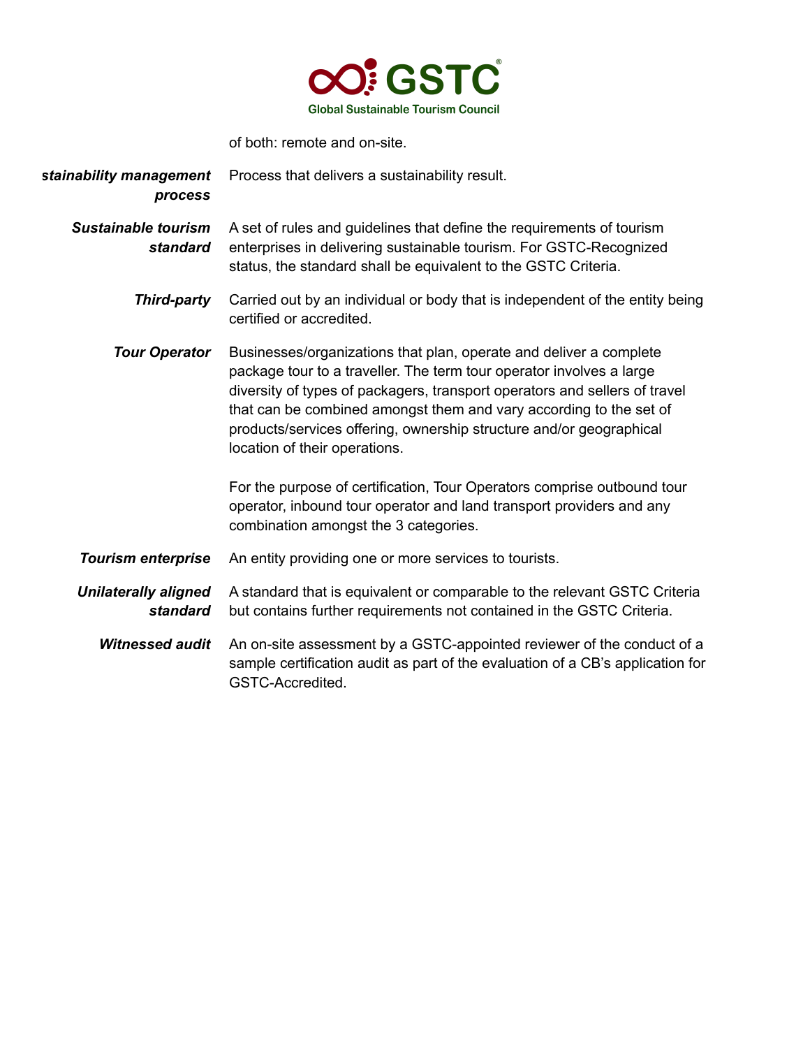of both: remote and on-site.

***stainability management process*** Process that delivers a sustainability result.

***Sustainable tourism standard*** A set of rules and guidelines that define the requirements of tourism enterprises in delivering sustainable tourism. For GSTC-Recognized status, the standard shall be equivalent to the GSTC Criteria.

***Third-party*** Carried out by an individual or body that is independent of the entity being certified or accredited.

***Tour Operator*** Businesses/organizations that plan, operate and deliver a complete package tour to a traveller. The term tour operator involves a large diversity of types of packagers, transport operators and sellers of travel that can be combined amongst them and vary according to the set of products/services offering, ownership structure and/or geographical location of their operations.

For the purpose of certification, Tour Operators comprise outbound tour operator, inbound tour operator and land transport providers and any combination amongst the 3 categories.

***Tourism enterprise*** An entity providing one or more services to tourists.

***Unilaterally aligned standard*** A standard that is equivalent or comparable to the relevant GSTC Criteria but contains further requirements not contained in the GSTC Criteria.

***Witnessed audit*** An on-site assessment by a GSTC-appointed reviewer of the conduct of a sample certification audit as part of the evaluation of a CB's application for GSTC-Accredited.